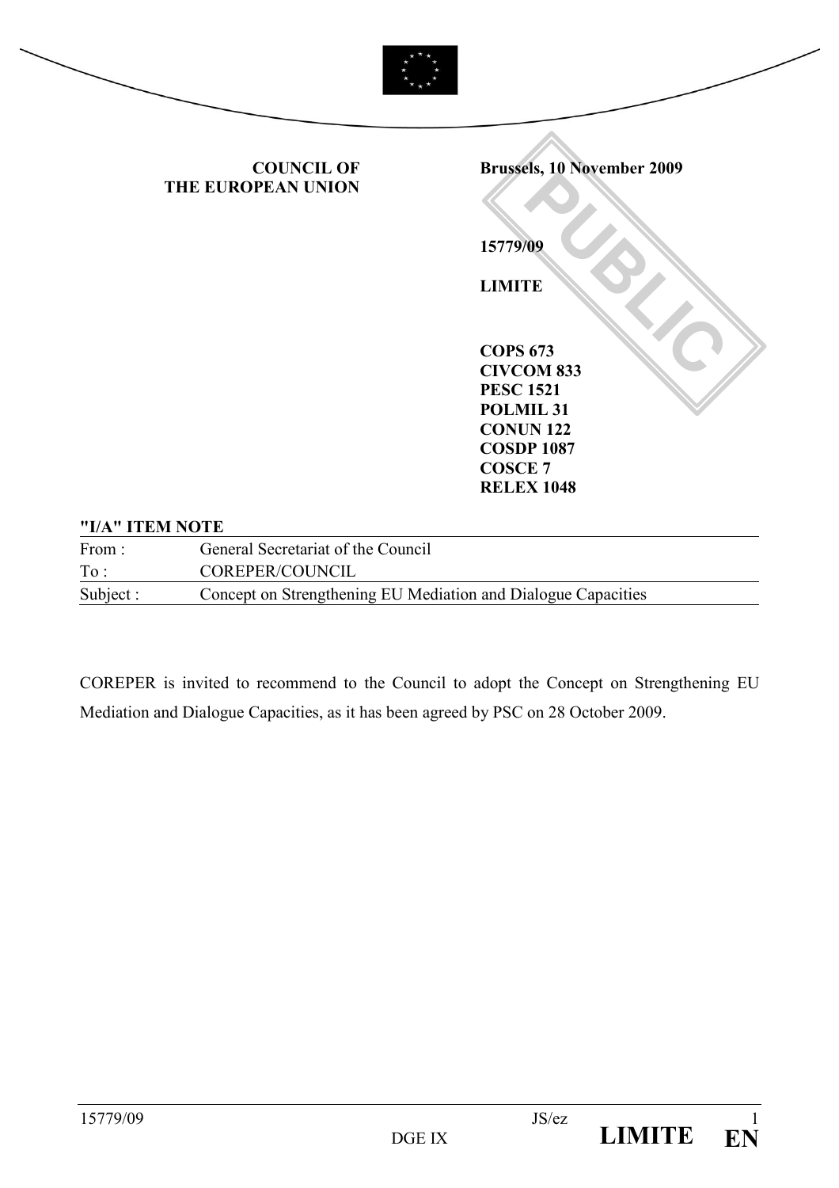**COUNCIL OF THE EUROPEAN UNION**

**Brussels, 10 November 2009**

**15779/09**

**LIMITE**

**COPS 673**
**CIVCOM 833**
**PESC 1521**
**POLMIL 31**
**CONUN 122**
**COSDP 1087**
**COSCE 7**
**RELEX 1048**

**"I/A" ITEM NOTE**

| | |
|---|---|
| From : | General Secretariat of the Council |
| To : | COREPER/COUNCIL |
| Subject : | Concept on Strengthening EU Mediation and Dialogue Capacities |

COREPER is invited to recommend to the Council to adopt the Concept on Strengthening EU Mediation and Dialogue Capacities, as it has been agreed by PSC on 28 October 2009.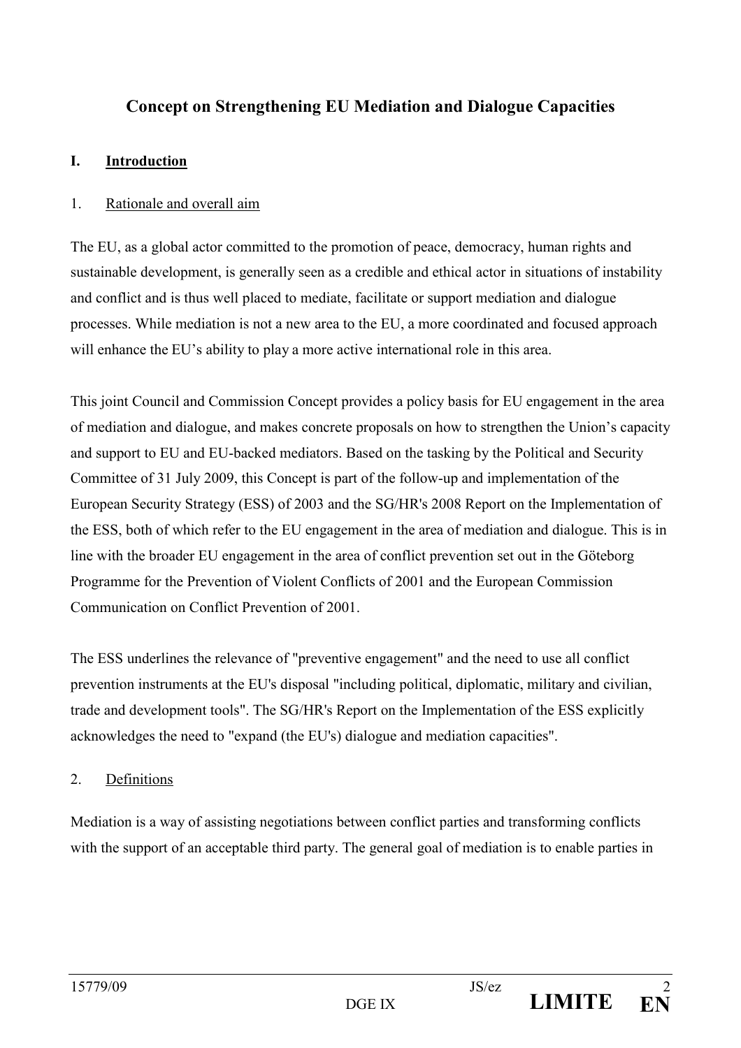# Concept on Strengthening EU Mediation and Dialogue Capacities

## I. Introduction

### 1. Rationale and overall aim

The EU, as a global actor committed to the promotion of peace, democracy, human rights and sustainable development, is generally seen as a credible and ethical actor in situations of instability and conflict and is thus well placed to mediate, facilitate or support mediation and dialogue processes. While mediation is not a new area to the EU, a more coordinated and focused approach will enhance the EU's ability to play a more active international role in this area.

This joint Council and Commission Concept provides a policy basis for EU engagement in the area of mediation and dialogue, and makes concrete proposals on how to strengthen the Union's capacity and support to EU and EU-backed mediators. Based on the tasking by the Political and Security Committee of 31 July 2009, this Concept is part of the follow-up and implementation of the European Security Strategy (ESS) of 2003 and the SG/HR's 2008 Report on the Implementation of the ESS, both of which refer to the EU engagement in the area of mediation and dialogue. This is in line with the broader EU engagement in the area of conflict prevention set out in the Göteborg Programme for the Prevention of Violent Conflicts of 2001 and the European Commission Communication on Conflict Prevention of 2001.

The ESS underlines the relevance of "preventive engagement" and the need to use all conflict prevention instruments at the EU's disposal "including political, diplomatic, military and civilian, trade and development tools". The SG/HR's Report on the Implementation of the ESS explicitly acknowledges the need to "expand (the EU's) dialogue and mediation capacities".

### 2. Definitions

Mediation is a way of assisting negotiations between conflict parties and transforming conflicts with the support of an acceptable third party. The general goal of mediation is to enable parties in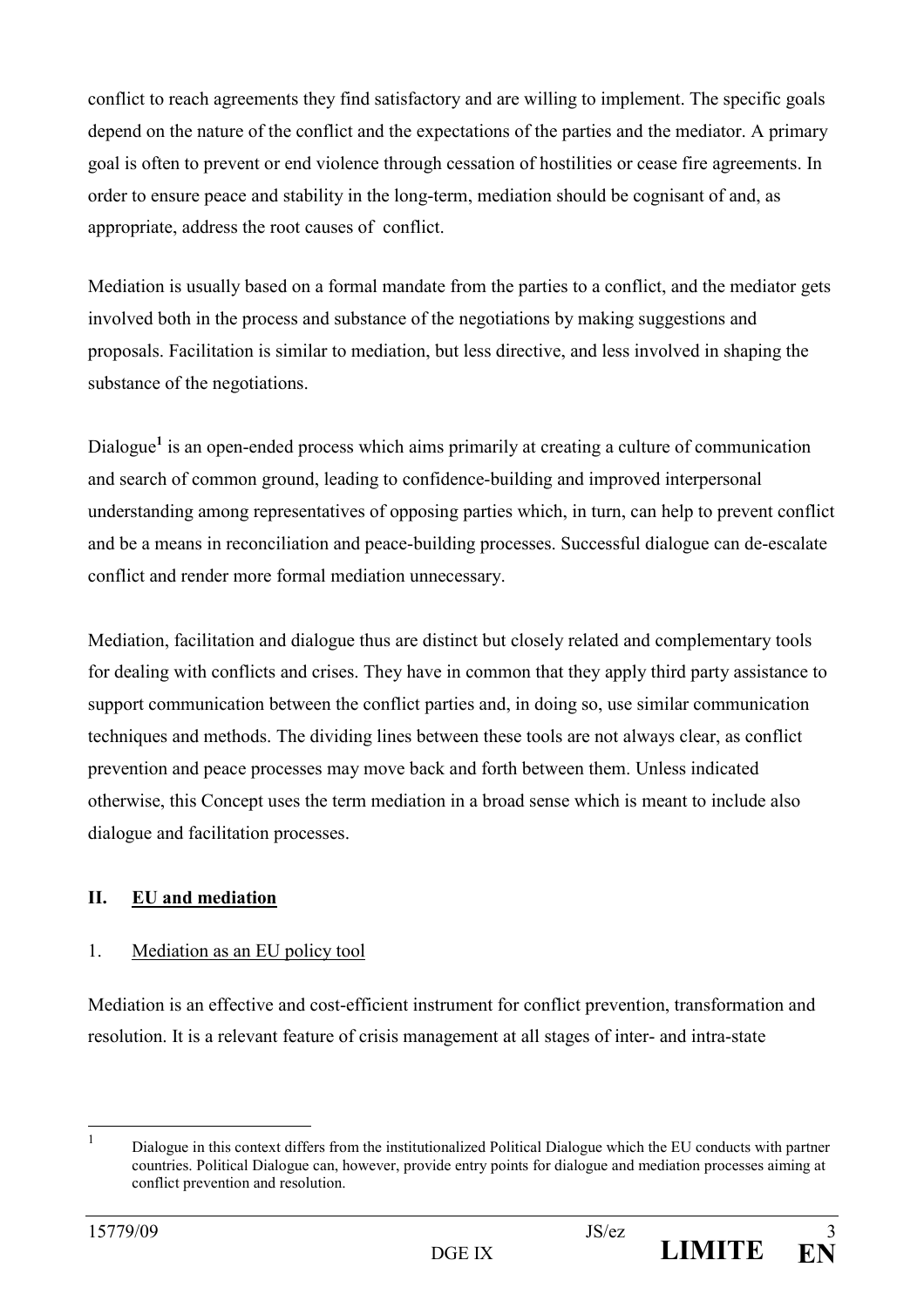conflict to reach agreements they find satisfactory and are willing to implement. The specific goals depend on the nature of the conflict and the expectations of the parties and the mediator. A primary goal is often to prevent or end violence through cessation of hostilities or cease fire agreements. In order to ensure peace and stability in the long-term, mediation should be cognisant of and, as appropriate, address the root causes of conflict.

Mediation is usually based on a formal mandate from the parties to a conflict, and the mediator gets involved both in the process and substance of the negotiations by making suggestions and proposals. Facilitation is similar to mediation, but less directive, and less involved in shaping the substance of the negotiations.

Dialogue[1] is an open-ended process which aims primarily at creating a culture of communication and search of common ground, leading to confidence-building and improved interpersonal understanding among representatives of opposing parties which, in turn, can help to prevent conflict and be a means in reconciliation and peace-building processes. Successful dialogue can de-escalate conflict and render more formal mediation unnecessary.

Mediation, facilitation and dialogue thus are distinct but closely related and complementary tools for dealing with conflicts and crises. They have in common that they apply third party assistance to support communication between the conflict parties and, in doing so, use similar communication techniques and methods. The dividing lines between these tools are not always clear, as conflict prevention and peace processes may move back and forth between them. Unless indicated otherwise, this Concept uses the term mediation in a broad sense which is meant to include also dialogue and facilitation processes.

## II. EU and mediation

### 1. Mediation as an EU policy tool

Mediation is an effective and cost-efficient instrument for conflict prevention, transformation and resolution. It is a relevant feature of crisis management at all stages of inter- and intra-state

[1] Dialogue in this context differs from the institutionalized Political Dialogue which the EU conducts with partner countries. Political Dialogue can, however, provide entry points for dialogue and mediation processes aiming at conflict prevention and resolution.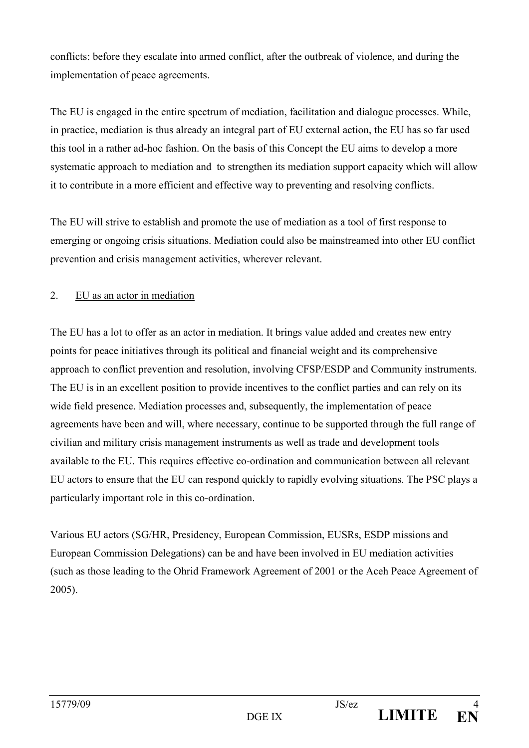conflicts: before they escalate into armed conflict, after the outbreak of violence, and during the implementation of peace agreements.

The EU is engaged in the entire spectrum of mediation, facilitation and dialogue processes. While, in practice, mediation is thus already an integral part of EU external action, the EU has so far used this tool in a rather ad-hoc fashion. On the basis of this Concept the EU aims to develop a more systematic approach to mediation and to strengthen its mediation support capacity which will allow it to contribute in a more efficient and effective way to preventing and resolving conflicts.

The EU will strive to establish and promote the use of mediation as a tool of first response to emerging or ongoing crisis situations. Mediation could also be mainstreamed into other EU conflict prevention and crisis management activities, wherever relevant.

## 2. EU as an actor in mediation

The EU has a lot to offer as an actor in mediation. It brings value added and creates new entry points for peace initiatives through its political and financial weight and its comprehensive approach to conflict prevention and resolution, involving CFSP/ESDP and Community instruments. The EU is in an excellent position to provide incentives to the conflict parties and can rely on its wide field presence. Mediation processes and, subsequently, the implementation of peace agreements have been and will, where necessary, continue to be supported through the full range of civilian and military crisis management instruments as well as trade and development tools available to the EU. This requires effective co-ordination and communication between all relevant EU actors to ensure that the EU can respond quickly to rapidly evolving situations. The PSC plays a particularly important role in this co-ordination.

Various EU actors (SG/HR, Presidency, European Commission, EUSRs, ESDP missions and European Commission Delegations) can be and have been involved in EU mediation activities (such as those leading to the Ohrid Framework Agreement of 2001 or the Aceh Peace Agreement of 2005).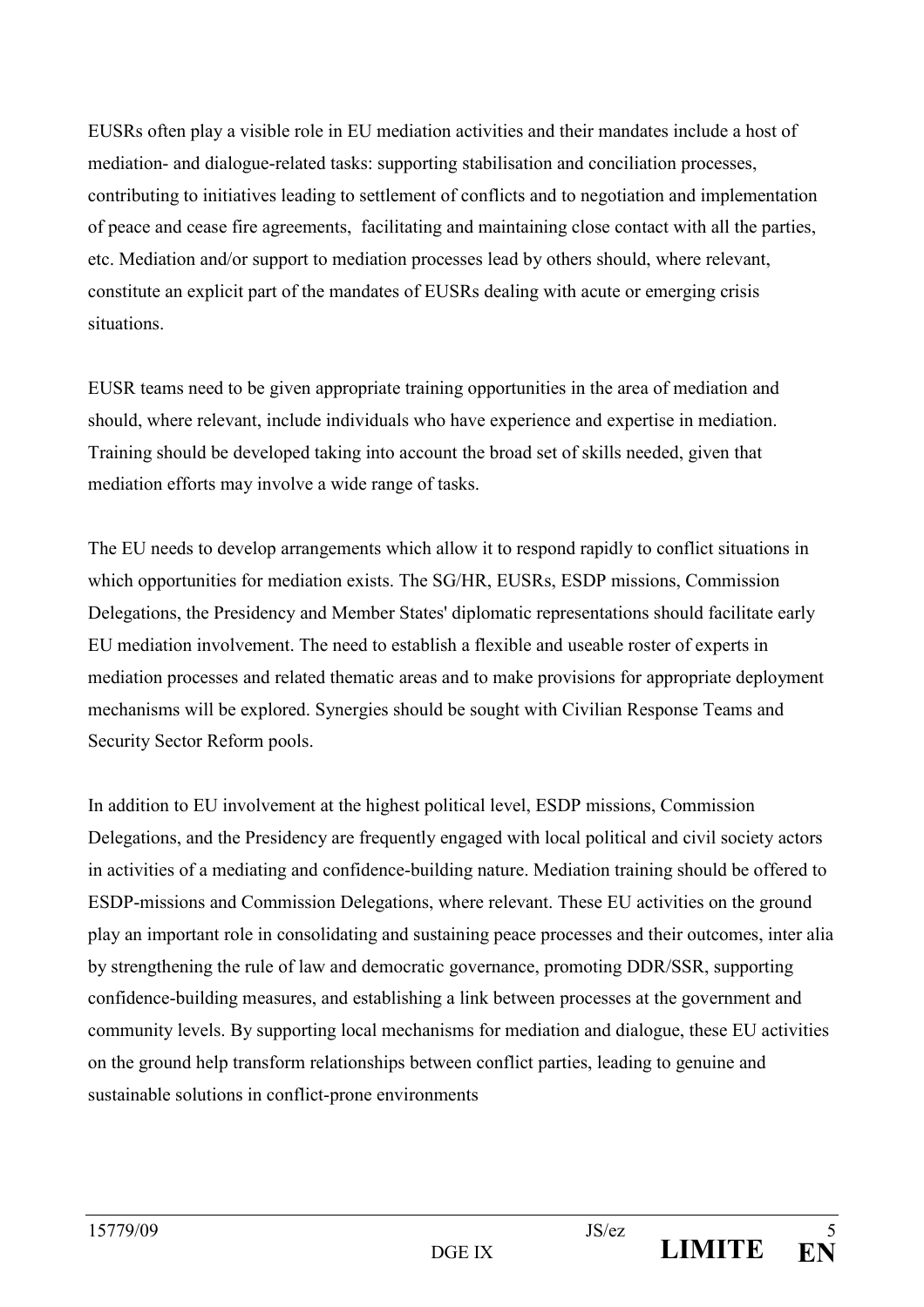EUSRs often play a visible role in EU mediation activities and their mandates include a host of mediation- and dialogue-related tasks: supporting stabilisation and conciliation processes, contributing to initiatives leading to settlement of conflicts and to negotiation and implementation of peace and cease fire agreements, facilitating and maintaining close contact with all the parties, etc. Mediation and/or support to mediation processes lead by others should, where relevant, constitute an explicit part of the mandates of EUSRs dealing with acute or emerging crisis situations.

EUSR teams need to be given appropriate training opportunities in the area of mediation and should, where relevant, include individuals who have experience and expertise in mediation. Training should be developed taking into account the broad set of skills needed, given that mediation efforts may involve a wide range of tasks.

The EU needs to develop arrangements which allow it to respond rapidly to conflict situations in which opportunities for mediation exists. The SG/HR, EUSRs, ESDP missions, Commission Delegations, the Presidency and Member States' diplomatic representations should facilitate early EU mediation involvement. The need to establish a flexible and useable roster of experts in mediation processes and related thematic areas and to make provisions for appropriate deployment mechanisms will be explored. Synergies should be sought with Civilian Response Teams and Security Sector Reform pools.

In addition to EU involvement at the highest political level, ESDP missions, Commission Delegations, and the Presidency are frequently engaged with local political and civil society actors in activities of a mediating and confidence-building nature. Mediation training should be offered to ESDP-missions and Commission Delegations, where relevant. These EU activities on the ground play an important role in consolidating and sustaining peace processes and their outcomes, inter alia by strengthening the rule of law and democratic governance, promoting DDR/SSR, supporting confidence-building measures, and establishing a link between processes at the government and community levels. By supporting local mechanisms for mediation and dialogue, these EU activities on the ground help transform relationships between conflict parties, leading to genuine and sustainable solutions in conflict-prone environments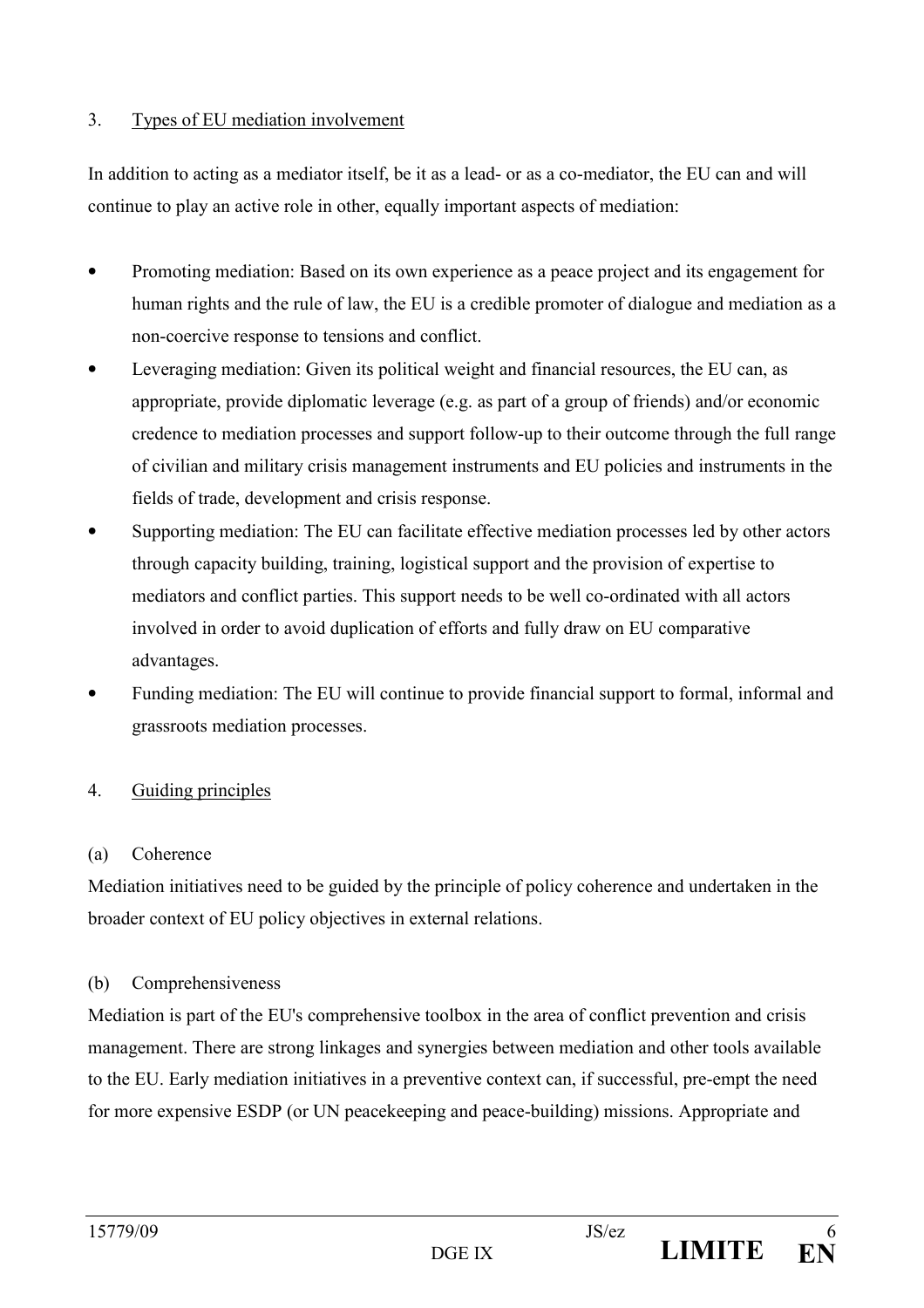## 3. Types of EU mediation involvement

In addition to acting as a mediator itself, be it as a lead- or as a co-mediator, the EU can and will continue to play an active role in other, equally important aspects of mediation:

- Promoting mediation: Based on its own experience as a peace project and its engagement for human rights and the rule of law, the EU is a credible promoter of dialogue and mediation as a non-coercive response to tensions and conflict.
- Leveraging mediation: Given its political weight and financial resources, the EU can, as appropriate, provide diplomatic leverage (e.g. as part of a group of friends) and/or economic credence to mediation processes and support follow-up to their outcome through the full range of civilian and military crisis management instruments and EU policies and instruments in the fields of trade, development and crisis response.
- Supporting mediation: The EU can facilitate effective mediation processes led by other actors through capacity building, training, logistical support and the provision of expertise to mediators and conflict parties. This support needs to be well co-ordinated with all actors involved in order to avoid duplication of efforts and fully draw on EU comparative advantages.
- Funding mediation: The EU will continue to provide financial support to formal, informal and grassroots mediation processes.

## 4. Guiding principles

### (a) Coherence

Mediation initiatives need to be guided by the principle of policy coherence and undertaken in the broader context of EU policy objectives in external relations.

### (b) Comprehensiveness

Mediation is part of the EU's comprehensive toolbox in the area of conflict prevention and crisis management. There are strong linkages and synergies between mediation and other tools available to the EU. Early mediation initiatives in a preventive context can, if successful, pre-empt the need for more expensive ESDP (or UN peacekeeping and peace-building) missions. Appropriate and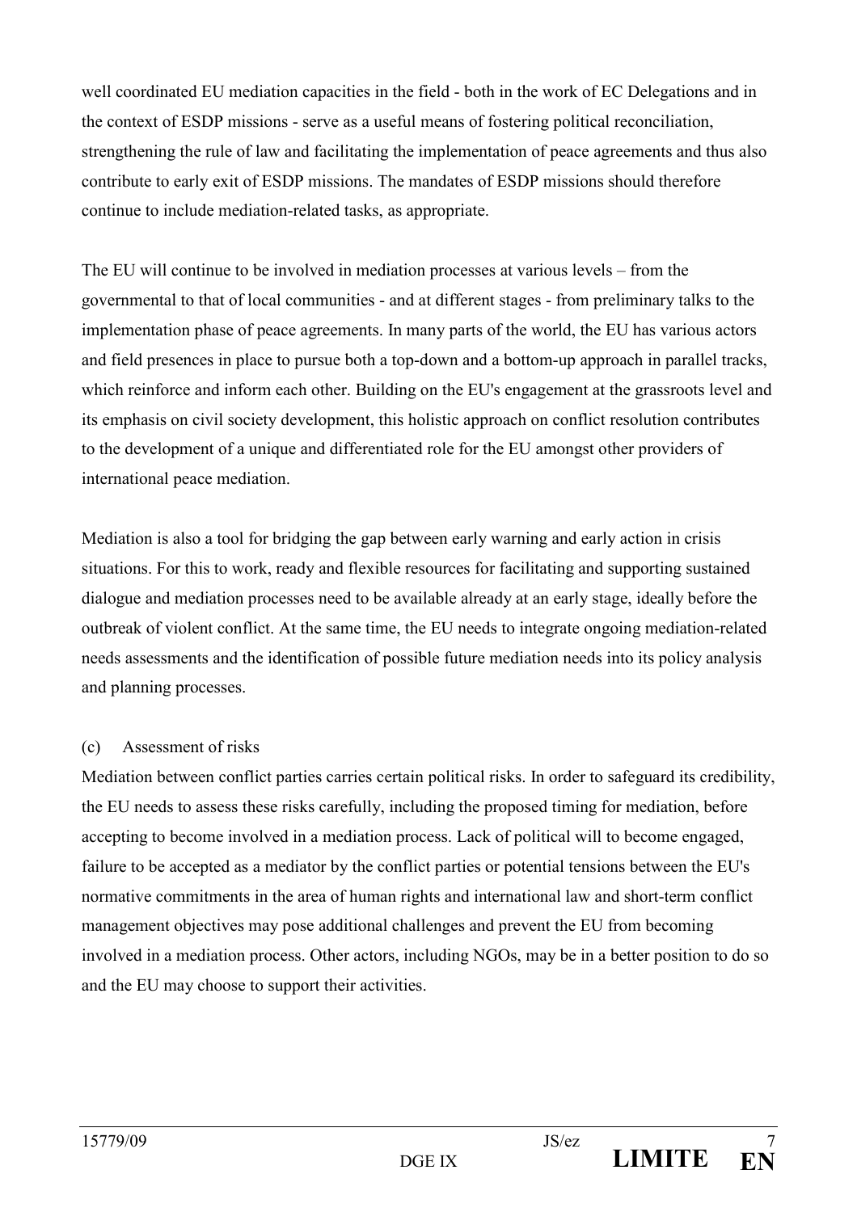well coordinated EU mediation capacities in the field - both in the work of EC Delegations and in the context of ESDP missions - serve as a useful means of fostering political reconciliation, strengthening the rule of law and facilitating the implementation of peace agreements and thus also contribute to early exit of ESDP missions. The mandates of ESDP missions should therefore continue to include mediation-related tasks, as appropriate.

The EU will continue to be involved in mediation processes at various levels – from the governmental to that of local communities - and at different stages - from preliminary talks to the implementation phase of peace agreements. In many parts of the world, the EU has various actors and field presences in place to pursue both a top-down and a bottom-up approach in parallel tracks, which reinforce and inform each other. Building on the EU's engagement at the grassroots level and its emphasis on civil society development, this holistic approach on conflict resolution contributes to the development of a unique and differentiated role for the EU amongst other providers of international peace mediation.

Mediation is also a tool for bridging the gap between early warning and early action in crisis situations. For this to work, ready and flexible resources for facilitating and supporting sustained dialogue and mediation processes need to be available already at an early stage, ideally before the outbreak of violent conflict. At the same time, the EU needs to integrate ongoing mediation-related needs assessments and the identification of possible future mediation needs into its policy analysis and planning processes.

(c) Assessment of risks

Mediation between conflict parties carries certain political risks. In order to safeguard its credibility, the EU needs to assess these risks carefully, including the proposed timing for mediation, before accepting to become involved in a mediation process. Lack of political will to become engaged, failure to be accepted as a mediator by the conflict parties or potential tensions between the EU's normative commitments in the area of human rights and international law and short-term conflict management objectives may pose additional challenges and prevent the EU from becoming involved in a mediation process. Other actors, including NGOs, may be in a better position to do so and the EU may choose to support their activities.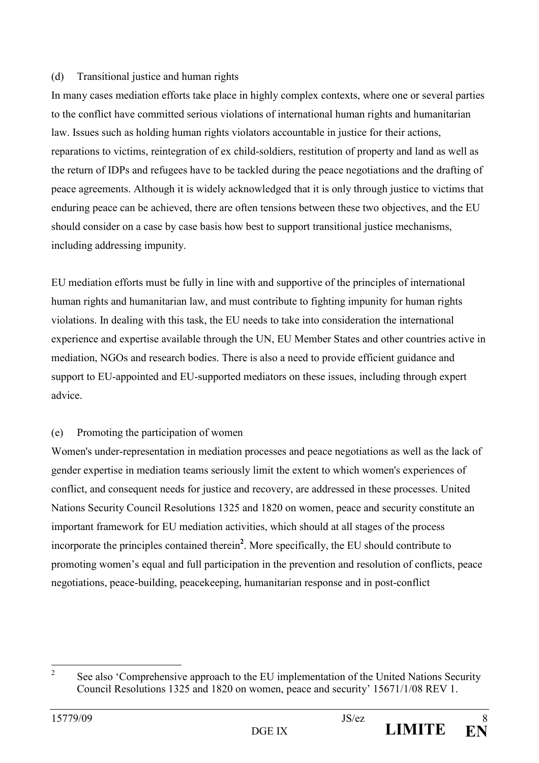(d) Transitional justice and human rights

In many cases mediation efforts take place in highly complex contexts, where one or several parties to the conflict have committed serious violations of international human rights and humanitarian law. Issues such as holding human rights violators accountable in justice for their actions, reparations to victims, reintegration of ex child-soldiers, restitution of property and land as well as the return of IDPs and refugees have to be tackled during the peace negotiations and the drafting of peace agreements. Although it is widely acknowledged that it is only through justice to victims that enduring peace can be achieved, there are often tensions between these two objectives, and the EU should consider on a case by case basis how best to support transitional justice mechanisms, including addressing impunity.

EU mediation efforts must be fully in line with and supportive of the principles of international human rights and humanitarian law, and must contribute to fighting impunity for human rights violations. In dealing with this task, the EU needs to take into consideration the international experience and expertise available through the UN, EU Member States and other countries active in mediation, NGOs and research bodies. There is also a need to provide efficient guidance and support to EU-appointed and EU-supported mediators on these issues, including through expert advice.

(e) Promoting the participation of women

Women's under-representation in mediation processes and peace negotiations as well as the lack of gender expertise in mediation teams seriously limit the extent to which women's experiences of conflict, and consequent needs for justice and recovery, are addressed in these processes. United Nations Security Council Resolutions 1325 and 1820 on women, peace and security constitute an important framework for EU mediation activities, which should at all stages of the process incorporate the principles contained therein[2]. More specifically, the EU should contribute to promoting women's equal and full participation in the prevention and resolution of conflicts, peace negotiations, peace-building, peacekeeping, humanitarian response and in post-conflict

---

[2] See also 'Comprehensive approach to the EU implementation of the United Nations Security Council Resolutions 1325 and 1820 on women, peace and security' 15671/1/08 REV 1.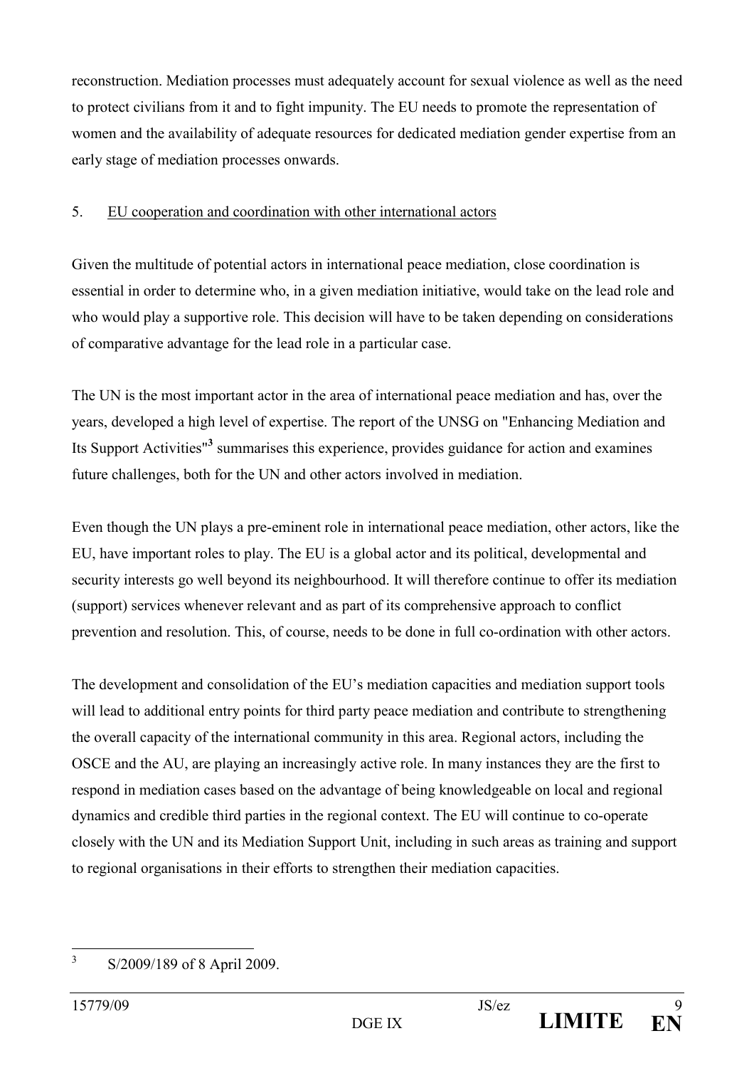reconstruction. Mediation processes must adequately account for sexual violence as well as the need to protect civilians from it and to fight impunity. The EU needs to promote the representation of women and the availability of adequate resources for dedicated mediation gender expertise from an early stage of mediation processes onwards.

## 5. EU cooperation and coordination with other international actors

Given the multitude of potential actors in international peace mediation, close coordination is essential in order to determine who, in a given mediation initiative, would take on the lead role and who would play a supportive role. This decision will have to be taken depending on considerations of comparative advantage for the lead role in a particular case.

The UN is the most important actor in the area of international peace mediation and has, over the years, developed a high level of expertise. The report of the UNSG on "Enhancing Mediation and Its Support Activities"[3] summarises this experience, provides guidance for action and examines future challenges, both for the UN and other actors involved in mediation.

Even though the UN plays a pre-eminent role in international peace mediation, other actors, like the EU, have important roles to play. The EU is a global actor and its political, developmental and security interests go well beyond its neighbourhood. It will therefore continue to offer its mediation (support) services whenever relevant and as part of its comprehensive approach to conflict prevention and resolution. This, of course, needs to be done in full co-ordination with other actors.

The development and consolidation of the EU's mediation capacities and mediation support tools will lead to additional entry points for third party peace mediation and contribute to strengthening the overall capacity of the international community in this area. Regional actors, including the OSCE and the AU, are playing an increasingly active role. In many instances they are the first to respond in mediation cases based on the advantage of being knowledgeable on local and regional dynamics and credible third parties in the regional context. The EU will continue to co-operate closely with the UN and its Mediation Support Unit, including in such areas as training and support to regional organisations in their efforts to strengthen their mediation capacities.

---

[3] S/2009/189 of 8 April 2009.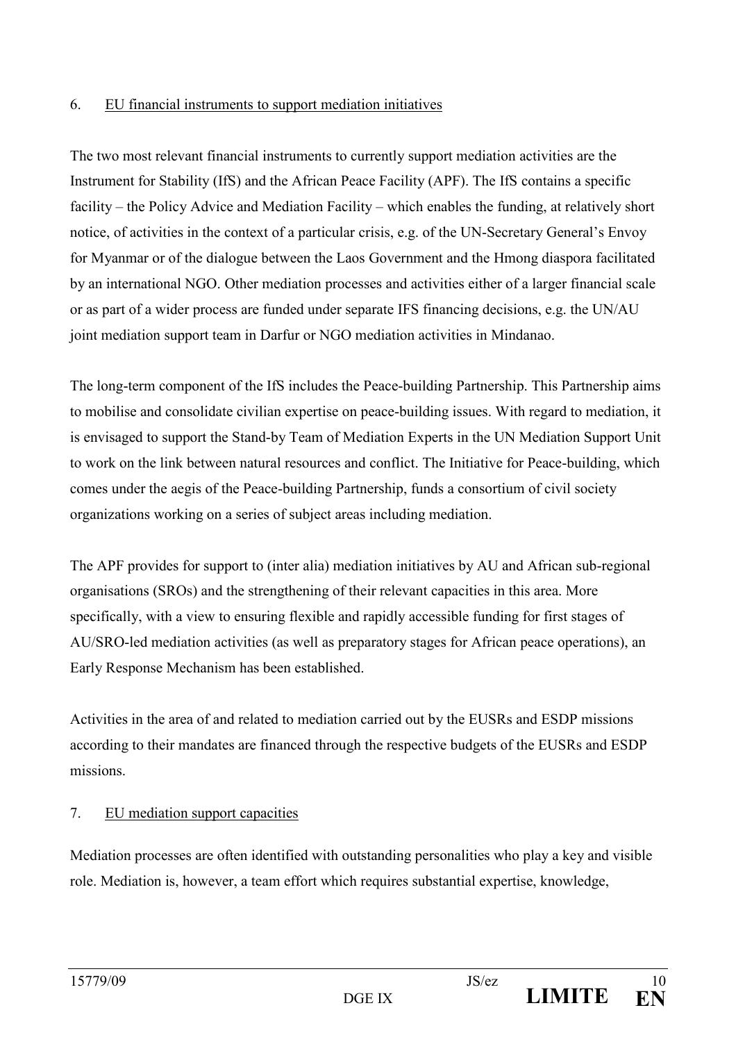## 6. EU financial instruments to support mediation initiatives

The two most relevant financial instruments to currently support mediation activities are the Instrument for Stability (IfS) and the African Peace Facility (APF). The IfS contains a specific facility – the Policy Advice and Mediation Facility – which enables the funding, at relatively short notice, of activities in the context of a particular crisis, e.g. of the UN-Secretary General's Envoy for Myanmar or of the dialogue between the Laos Government and the Hmong diaspora facilitated by an international NGO. Other mediation processes and activities either of a larger financial scale or as part of a wider process are funded under separate IFS financing decisions, e.g. the UN/AU joint mediation support team in Darfur or NGO mediation activities in Mindanao.

The long-term component of the IfS includes the Peace-building Partnership. This Partnership aims to mobilise and consolidate civilian expertise on peace-building issues. With regard to mediation, it is envisaged to support the Stand-by Team of Mediation Experts in the UN Mediation Support Unit to work on the link between natural resources and conflict. The Initiative for Peace-building, which comes under the aegis of the Peace-building Partnership, funds a consortium of civil society organizations working on a series of subject areas including mediation.

The APF provides for support to (inter alia) mediation initiatives by AU and African sub-regional organisations (SROs) and the strengthening of their relevant capacities in this area. More specifically, with a view to ensuring flexible and rapidly accessible funding for first stages of AU/SRO-led mediation activities (as well as preparatory stages for African peace operations), an Early Response Mechanism has been established.

Activities in the area of and related to mediation carried out by the EUSRs and ESDP missions according to their mandates are financed through the respective budgets of the EUSRs and ESDP missions.

## 7. EU mediation support capacities

Mediation processes are often identified with outstanding personalities who play a key and visible role. Mediation is, however, a team effort which requires substantial expertise, knowledge,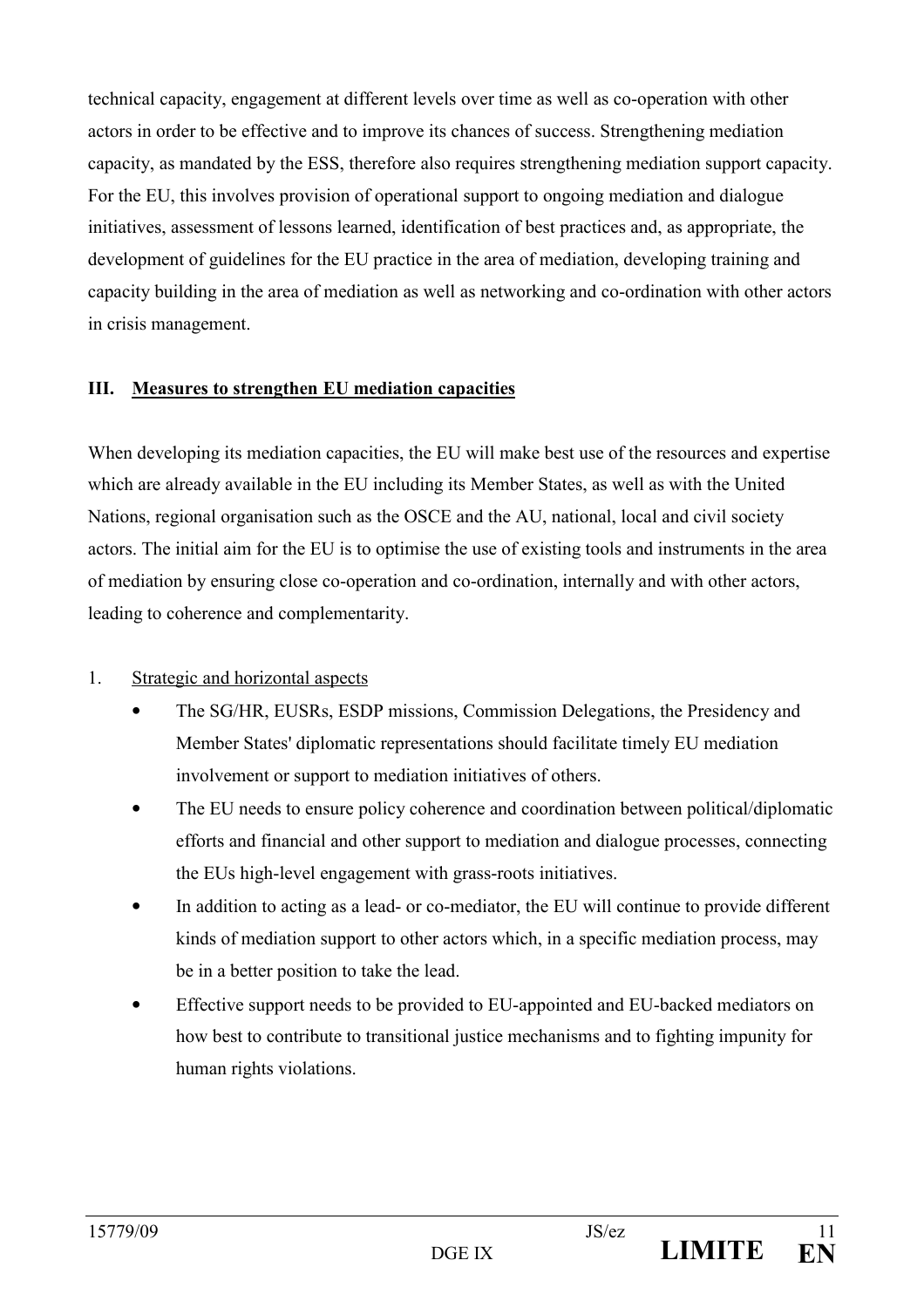technical capacity, engagement at different levels over time as well as co-operation with other actors in order to be effective and to improve its chances of success. Strengthening mediation capacity, as mandated by the ESS, therefore also requires strengthening mediation support capacity. For the EU, this involves provision of operational support to ongoing mediation and dialogue initiatives, assessment of lessons learned, identification of best practices and, as appropriate, the development of guidelines for the EU practice in the area of mediation, developing training and capacity building in the area of mediation as well as networking and co-ordination with other actors in crisis management.

## III. Measures to strengthen EU mediation capacities

When developing its mediation capacities, the EU will make best use of the resources and expertise which are already available in the EU including its Member States, as well as with the United Nations, regional organisation such as the OSCE and the AU, national, local and civil society actors. The initial aim for the EU is to optimise the use of existing tools and instruments in the area of mediation by ensuring close co-operation and co-ordination, internally and with other actors, leading to coherence and complementarity.

### 1. Strategic and horizontal aspects

- The SG/HR, EUSRs, ESDP missions, Commission Delegations, the Presidency and Member States' diplomatic representations should facilitate timely EU mediation involvement or support to mediation initiatives of others.
- The EU needs to ensure policy coherence and coordination between political/diplomatic efforts and financial and other support to mediation and dialogue processes, connecting the EUs high-level engagement with grass-roots initiatives.
- In addition to acting as a lead- or co-mediator, the EU will continue to provide different kinds of mediation support to other actors which, in a specific mediation process, may be in a better position to take the lead.
- Effective support needs to be provided to EU-appointed and EU-backed mediators on how best to contribute to transitional justice mechanisms and to fighting impunity for human rights violations.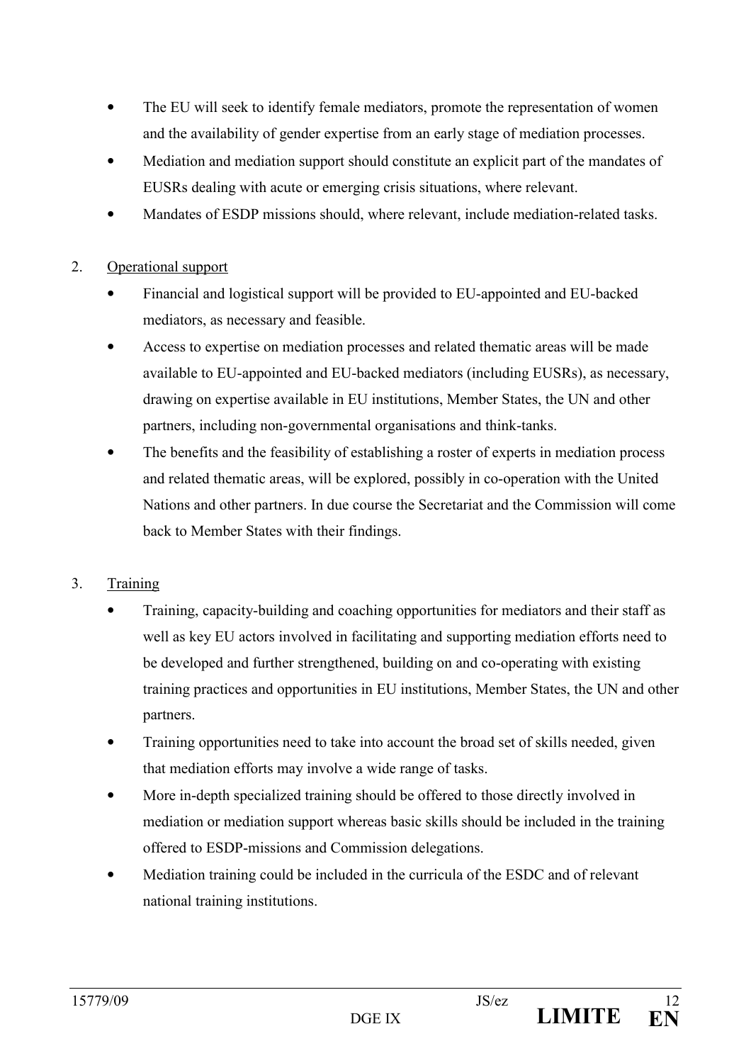- The EU will seek to identify female mediators, promote the representation of women and the availability of gender expertise from an early stage of mediation processes.
- Mediation and mediation support should constitute an explicit part of the mandates of EUSRs dealing with acute or emerging crisis situations, where relevant.
- Mandates of ESDP missions should, where relevant, include mediation-related tasks.

2. <u>Operational support</u>

- Financial and logistical support will be provided to EU-appointed and EU-backed mediators, as necessary and feasible.
- Access to expertise on mediation processes and related thematic areas will be made available to EU-appointed and EU-backed mediators (including EUSRs), as necessary, drawing on expertise available in EU institutions, Member States, the UN and other partners, including non-governmental organisations and think-tanks.
- The benefits and the feasibility of establishing a roster of experts in mediation process and related thematic areas, will be explored, possibly in co-operation with the United Nations and other partners. In due course the Secretariat and the Commission will come back to Member States with their findings.

3. <u>Training</u>

- Training, capacity-building and coaching opportunities for mediators and their staff as well as key EU actors involved in facilitating and supporting mediation efforts need to be developed and further strengthened, building on and co-operating with existing training practices and opportunities in EU institutions, Member States, the UN and other partners.
- Training opportunities need to take into account the broad set of skills needed, given that mediation efforts may involve a wide range of tasks.
- More in-depth specialized training should be offered to those directly involved in mediation or mediation support whereas basic skills should be included in the training offered to ESDP-missions and Commission delegations.
- Mediation training could be included in the curricula of the ESDC and of relevant national training institutions.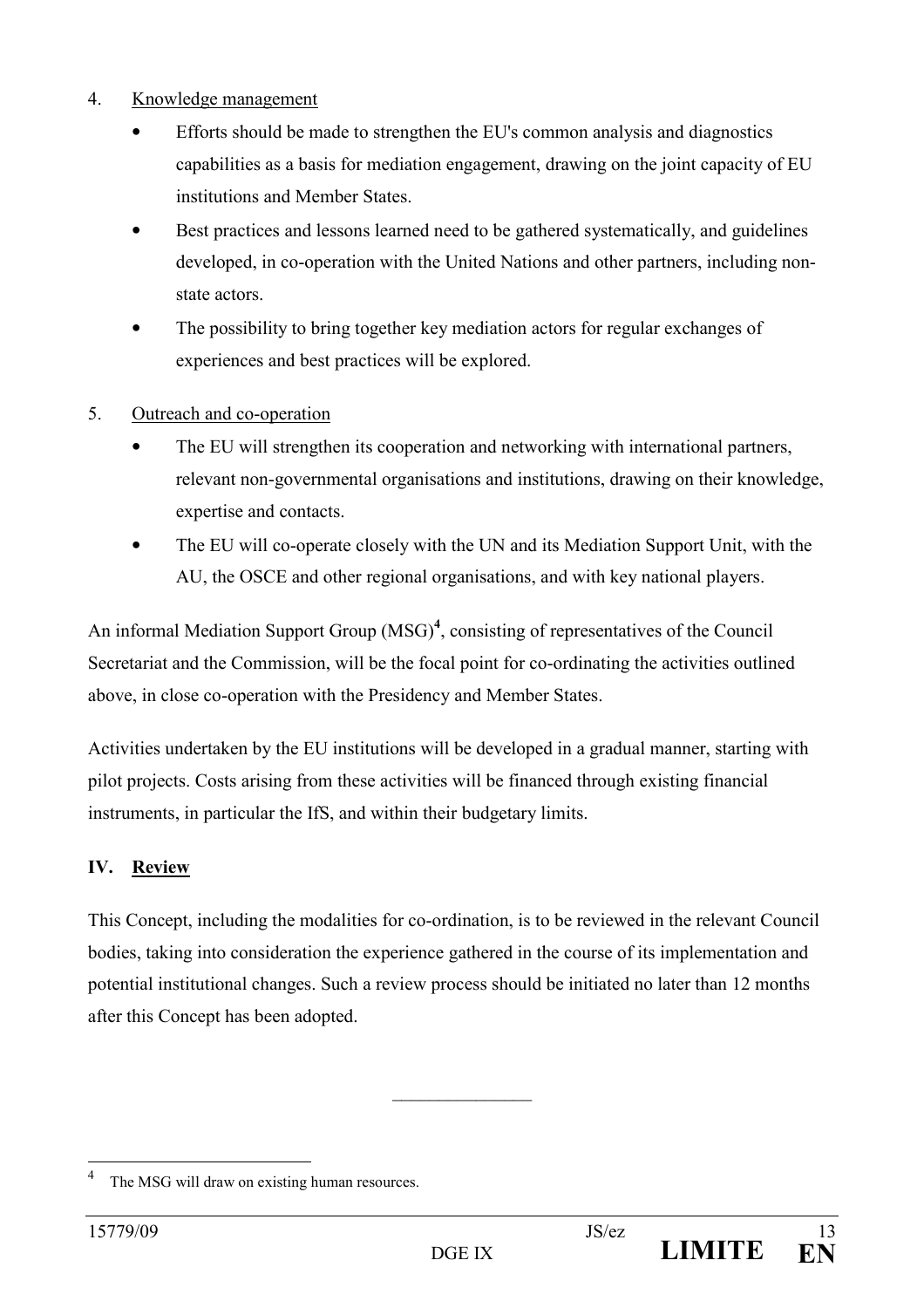4. Knowledge management

   - Efforts should be made to strengthen the EU's common analysis and diagnostics capabilities as a basis for mediation engagement, drawing on the joint capacity of EU institutions and Member States.
   - Best practices and lessons learned need to be gathered systematically, and guidelines developed, in co-operation with the United Nations and other partners, including non-state actors.
   - The possibility to bring together key mediation actors for regular exchanges of experiences and best practices will be explored.

5. Outreach and co-operation

   - The EU will strengthen its cooperation and networking with international partners, relevant non-governmental organisations and institutions, drawing on their knowledge, expertise and contacts.
   - The EU will co-operate closely with the UN and its Mediation Support Unit, with the AU, the OSCE and other regional organisations, and with key national players.

An informal Mediation Support Group (MSG)[4], consisting of representatives of the Council Secretariat and the Commission, will be the focal point for co-ordinating the activities outlined above, in close co-operation with the Presidency and Member States.

Activities undertaken by the EU institutions will be developed in a gradual manner, starting with pilot projects. Costs arising from these activities will be financed through existing financial instruments, in particular the IfS, and within their budgetary limits.

## IV. Review

This Concept, including the modalities for co-ordination, is to be reviewed in the relevant Council bodies, taking into consideration the experience gathered in the course of its implementation and potential institutional changes. Such a review process should be initiated no later than 12 months after this Concept has been adopted.

---

[4] The MSG will draw on existing human resources.